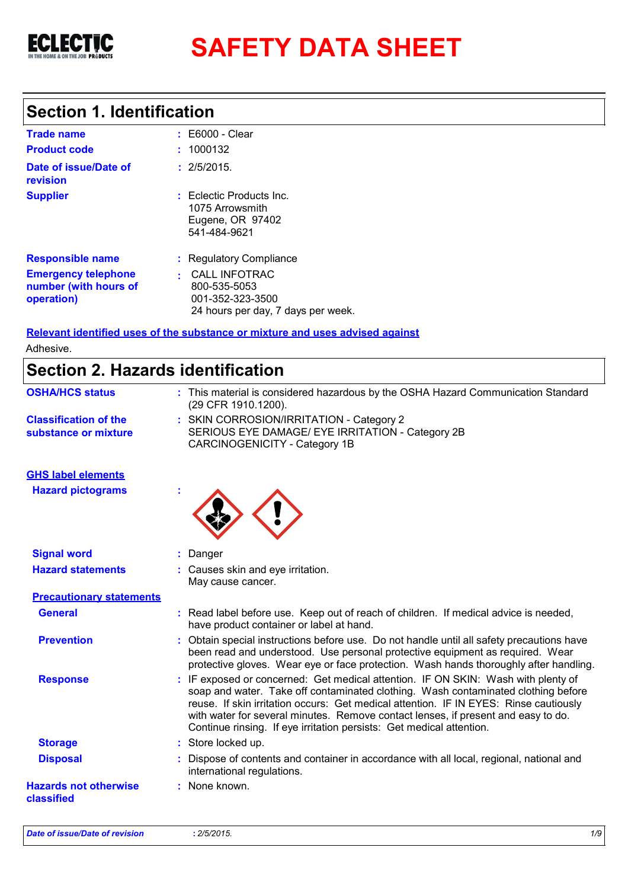ECLECTIC
IN THE HOME & ON THE JOB PRODUCTS

# SAFETY DATA SHEET

## Section 1. Identification

| | |
|---|---|
| **Trade name** | : E6000 - Clear |
| **Product code** | : 1000132 |
| **Date of issue/Date of revision** | : 2/5/2015. |
| **Supplier** | : Eclectic Products Inc.<br>1075 Arrowsmith<br>Eugene, OR 97402<br>541-484-9621 |
| **Responsible name** | : Regulatory Compliance |
| **Emergency telephone number (with hours of operation)** | : CALL INFOTRAC<br>800-535-5053<br>001-352-323-3500<br>24 hours per day, 7 days per week. |

**Relevant identified uses of the substance or mixture and uses advised against**

Adhesive.

## Section 2. Hazards identification

| | |
|---|---|
| **OSHA/HCS status** | : This material is considered hazardous by the OSHA Hazard Communication Standard (29 CFR 1910.1200). |
| **Classification of the substance or mixture** | : SKIN CORROSION/IRRITATION - Category 2<br>SERIOUS EYE DAMAGE/ EYE IRRITATION - Category 2B<br>CARCINOGENICITY - Category 1B |

**GHS label elements**

| | |
|---|---|
| **Hazard pictograms** | : |
| **Signal word** | : Danger |
| **Hazard statements** | : Causes skin and eye irritation.<br>May cause cancer. |

**Precautionary statements**

| | |
|---|---|
| **General** | : Read label before use. Keep out of reach of children. If medical advice is needed, have product container or label at hand. |
| **Prevention** | : Obtain special instructions before use. Do not handle until all safety precautions have been read and understood. Use personal protective equipment as required. Wear protective gloves. Wear eye or face protection. Wash hands thoroughly after handling. |
| **Response** | : IF exposed or concerned: Get medical attention. IF ON SKIN: Wash with plenty of soap and water. Take off contaminated clothing. Wash contaminated clothing before reuse. If skin irritation occurs: Get medical attention. IF IN EYES: Rinse cautiously with water for several minutes. Remove contact lenses, if present and easy to do. Continue rinsing. If eye irritation persists: Get medical attention. |
| **Storage** | : Store locked up. |
| **Disposal** | : Dispose of contents and container in accordance with all local, regional, national and international regulations. |
| **Hazards not otherwise classified** | : None known. |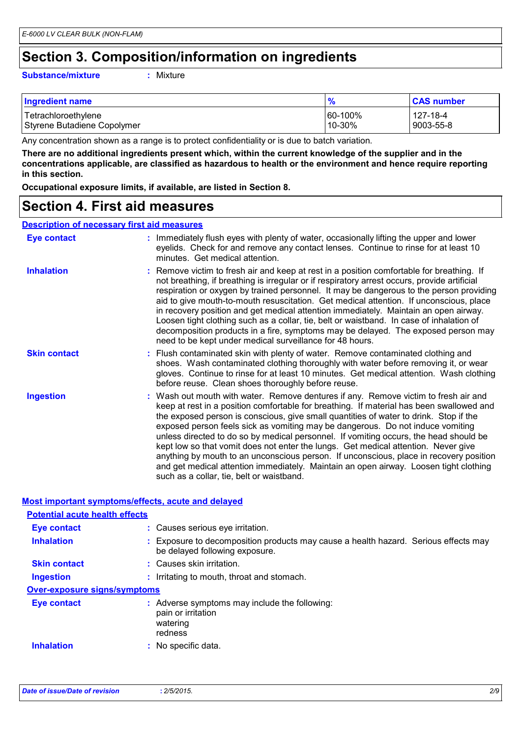# Section 3. Composition/information on ingredients

**Substance/mixture** : Mixture

| Ingredient name | % | CAS number |
|---|---|---|
| Tetrachloroethylene | 60-100% | 127-18-4 |
| Styrene Butadiene Copolymer | 10-30% | 9003-55-8 |

Any concentration shown as a range is to protect confidentiality or is due to batch variation.

**There are no additional ingredients present which, within the current knowledge of the supplier and in the concentrations applicable, are classified as hazardous to health or the environment and hence require reporting in this section.**

**Occupational exposure limits, if available, are listed in Section 8.**

# Section 4. First aid measures

## Description of necessary first aid measures

**Eye contact** : Immediately flush eyes with plenty of water, occasionally lifting the upper and lower eyelids. Check for and remove any contact lenses. Continue to rinse for at least 10 minutes. Get medical attention.

**Inhalation** : Remove victim to fresh air and keep at rest in a position comfortable for breathing. If not breathing, if breathing is irregular or if respiratory arrest occurs, provide artificial respiration or oxygen by trained personnel. It may be dangerous to the person providing aid to give mouth-to-mouth resuscitation. Get medical attention. If unconscious, place in recovery position and get medical attention immediately. Maintain an open airway. Loosen tight clothing such as a collar, tie, belt or waistband. In case of inhalation of decomposition products in a fire, symptoms may be delayed. The exposed person may need to be kept under medical surveillance for 48 hours.

**Skin contact** : Flush contaminated skin with plenty of water. Remove contaminated clothing and shoes. Wash contaminated clothing thoroughly with water before removing it, or wear gloves. Continue to rinse for at least 10 minutes. Get medical attention. Wash clothing before reuse. Clean shoes thoroughly before reuse.

**Ingestion** : Wash out mouth with water. Remove dentures if any. Remove victim to fresh air and keep at rest in a position comfortable for breathing. If material has been swallowed and the exposed person is conscious, give small quantities of water to drink. Stop if the exposed person feels sick as vomiting may be dangerous. Do not induce vomiting unless directed to do so by medical personnel. If vomiting occurs, the head should be kept low so that vomit does not enter the lungs. Get medical attention. Never give anything by mouth to an unconscious person. If unconscious, place in recovery position and get medical attention immediately. Maintain an open airway. Loosen tight clothing such as a collar, tie, belt or waistband.

## Most important symptoms/effects, acute and delayed

### Potential acute health effects

**Eye contact** : Causes serious eye irritation.

**Inhalation** : Exposure to decomposition products may cause a health hazard. Serious effects may be delayed following exposure.

**Skin contact** : Causes skin irritation.

**Ingestion** : Irritating to mouth, throat and stomach.

### Over-exposure signs/symptoms

**Eye contact** : Adverse symptoms may include the following:
pain or irritation
watering
redness

**Inhalation** : No specific data.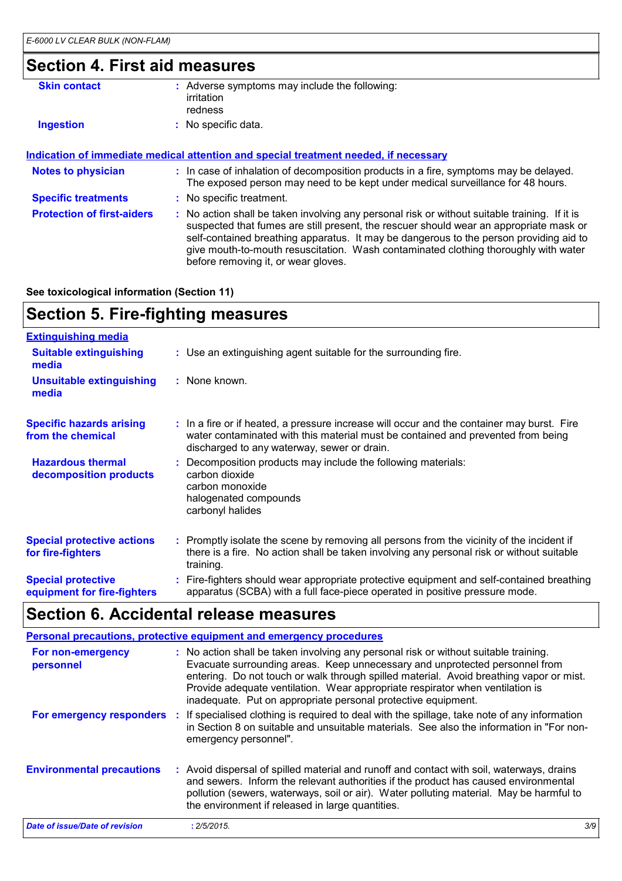## Section 4. First aid measures

| | |
|---|---|
| **Skin contact** | : Adverse symptoms may include the following:<br>irritation<br>redness |
| **Ingestion** | : No specific data. |

**Indication of immediate medical attention and special treatment needed, if necessary**

| | |
|---|---|
| **Notes to physician** | : In case of inhalation of decomposition products in a fire, symptoms may be delayed. The exposed person may need to be kept under medical surveillance for 48 hours. |
| **Specific treatments** | : No specific treatment. |
| **Protection of first-aiders** | : No action shall be taken involving any personal risk or without suitable training. If it is suspected that fumes are still present, the rescuer should wear an appropriate mask or self-contained breathing apparatus. It may be dangerous to the person providing aid to give mouth-to-mouth resuscitation. Wash contaminated clothing thoroughly with water before removing it, or wear gloves. |

**See toxicological information (Section 11)**

## Section 5. Fire-fighting measures

**Extinguishing media**

| | |
|---|---|
| **Suitable extinguishing media** | : Use an extinguishing agent suitable for the surrounding fire. |
| **Unsuitable extinguishing media** | : None known. |
| **Specific hazards arising from the chemical** | : In a fire or if heated, a pressure increase will occur and the container may burst. Fire water contaminated with this material must be contained and prevented from being discharged to any waterway, sewer or drain. |
| **Hazardous thermal decomposition products** | : Decomposition products may include the following materials:<br>carbon dioxide<br>carbon monoxide<br>halogenated compounds<br>carbonyl halides |
| **Special protective actions for fire-fighters** | : Promptly isolate the scene by removing all persons from the vicinity of the incident if there is a fire. No action shall be taken involving any personal risk or without suitable training. |
| **Special protective equipment for fire-fighters** | : Fire-fighters should wear appropriate protective equipment and self-contained breathing apparatus (SCBA) with a full face-piece operated in positive pressure mode. |

## Section 6. Accidental release measures

**Personal precautions, protective equipment and emergency procedures**

| | |
|---|---|
| **For non-emergency personnel** | : No action shall be taken involving any personal risk or without suitable training. Evacuate surrounding areas. Keep unnecessary and unprotected personnel from entering. Do not touch or walk through spilled material. Avoid breathing vapor or mist. Provide adequate ventilation. Wear appropriate respirator when ventilation is inadequate. Put on appropriate personal protective equipment. |
| **For emergency responders** | : If specialised clothing is required to deal with the spillage, take note of any information in Section 8 on suitable and unsuitable materials. See also the information in "For non-emergency personnel". |
| **Environmental precautions** | : Avoid dispersal of spilled material and runoff and contact with soil, waterways, drains and sewers. Inform the relevant authorities if the product has caused environmental pollution (sewers, waterways, soil or air). Water polluting material. May be harmful to the environment if released in large quantities. |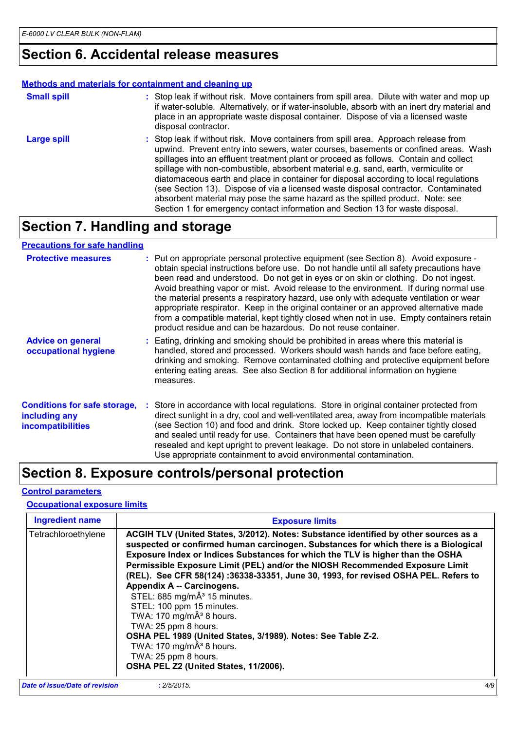# Section 6. Accidental release measures

## Methods and materials for containment and cleaning up

**Small spill** : Stop leak if without risk. Move containers from spill area. Dilute with water and mop up if water-soluble. Alternatively, or if water-insoluble, absorb with an inert dry material and place in an appropriate waste disposal container. Dispose of via a licensed waste disposal contractor.

**Large spill** : Stop leak if without risk. Move containers from spill area. Approach release from upwind. Prevent entry into sewers, water courses, basements or confined areas. Wash spillages into an effluent treatment plant or proceed as follows. Contain and collect spillage with non-combustible, absorbent material e.g. sand, earth, vermiculite or diatomaceous earth and place in container for disposal according to local regulations (see Section 13). Dispose of via a licensed waste disposal contractor. Contaminated absorbent material may pose the same hazard as the spilled product. Note: see Section 1 for emergency contact information and Section 13 for waste disposal.

# Section 7. Handling and storage

## Precautions for safe handling

**Protective measures** : Put on appropriate personal protective equipment (see Section 8). Avoid exposure - obtain special instructions before use. Do not handle until all safety precautions have been read and understood. Do not get in eyes or on skin or clothing. Do not ingest. Avoid breathing vapor or mist. Avoid release to the environment. If during normal use the material presents a respiratory hazard, use only with adequate ventilation or wear appropriate respirator. Keep in the original container or an approved alternative made from a compatible material, kept tightly closed when not in use. Empty containers retain product residue and can be hazardous. Do not reuse container.

**Advice on general occupational hygiene** : Eating, drinking and smoking should be prohibited in areas where this material is handled, stored and processed. Workers should wash hands and face before eating, drinking and smoking. Remove contaminated clothing and protective equipment before entering eating areas. See also Section 8 for additional information on hygiene measures.

**Conditions for safe storage, including any incompatibilities** : Store in accordance with local regulations. Store in original container protected from direct sunlight in a dry, cool and well-ventilated area, away from incompatible materials (see Section 10) and food and drink. Store locked up. Keep container tightly closed and sealed until ready for use. Containers that have been opened must be carefully resealed and kept upright to prevent leakage. Do not store in unlabeled containers. Use appropriate containment to avoid environmental contamination.

# Section 8. Exposure controls/personal protection

## Control parameters

### Occupational exposure limits

| Ingredient name | Exposure limits |
| --- | --- |
| Tetrachloroethylene | **ACGIH TLV (United States, 3/2012). Notes: Substance identified by other sources as a suspected or confirmed human carcinogen. Substances for which there is a Biological Exposure Index or Indices Substances for which the TLV is higher than the OSHA Permissible Exposure Limit (PEL) and/or the NIOSH Recommended Exposure Limit (REL). See CFR 58(124) :36338-33351, June 30, 1993, for revised OSHA PEL. Refers to Appendix A -- Carcinogens.**<br>STEL: 685 mg/mÂ³ 15 minutes.<br>STEL: 100 ppm 15 minutes.<br>TWA: 170 mg/mÂ³ 8 hours.<br>TWA: 25 ppm 8 hours.<br>**OSHA PEL 1989 (United States, 3/1989). Notes: See Table Z-2.**<br>TWA: 170 mg/mÂ³ 8 hours.<br>TWA: 25 ppm 8 hours.<br>**OSHA PEL Z2 (United States, 11/2006).** |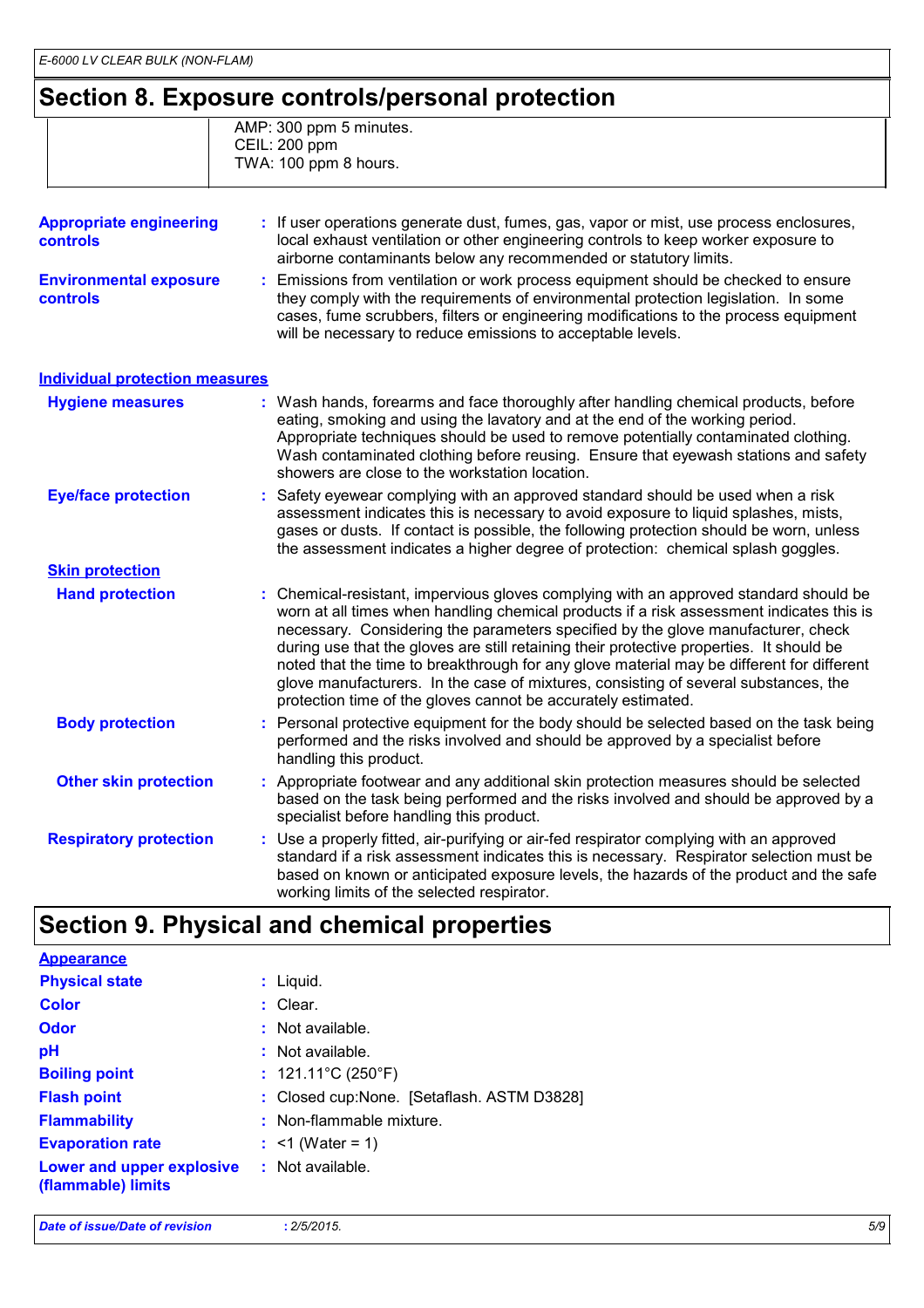## Section 8. Exposure controls/personal protection

| | |
|---|---|
| | AMP: 300 ppm 5 minutes.<br>CEIL: 200 ppm<br>TWA: 100 ppm 8 hours. |

**Appropriate engineering controls** : If user operations generate dust, fumes, gas, vapor or mist, use process enclosures, local exhaust ventilation or other engineering controls to keep worker exposure to airborne contaminants below any recommended or statutory limits.

**Environmental exposure controls** : Emissions from ventilation or work process equipment should be checked to ensure they comply with the requirements of environmental protection legislation. In some cases, fume scrubbers, filters or engineering modifications to the process equipment will be necessary to reduce emissions to acceptable levels.

### Individual protection measures

**Hygiene measures** : Wash hands, forearms and face thoroughly after handling chemical products, before eating, smoking and using the lavatory and at the end of the working period. Appropriate techniques should be used to remove potentially contaminated clothing. Wash contaminated clothing before reusing. Ensure that eyewash stations and safety showers are close to the workstation location.

**Eye/face protection** : Safety eyewear complying with an approved standard should be used when a risk assessment indicates this is necessary to avoid exposure to liquid splashes, mists, gases or dusts. If contact is possible, the following protection should be worn, unless the assessment indicates a higher degree of protection: chemical splash goggles.

#### Skin protection

**Hand protection** : Chemical-resistant, impervious gloves complying with an approved standard should be worn at all times when handling chemical products if a risk assessment indicates this is necessary. Considering the parameters specified by the glove manufacturer, check during use that the gloves are still retaining their protective properties. It should be noted that the time to breakthrough for any glove material may be different for different glove manufacturers. In the case of mixtures, consisting of several substances, the protection time of the gloves cannot be accurately estimated.

**Body protection** : Personal protective equipment for the body should be selected based on the task being performed and the risks involved and should be approved by a specialist before handling this product.

**Other skin protection** : Appropriate footwear and any additional skin protection measures should be selected based on the task being performed and the risks involved and should be approved by a specialist before handling this product.

**Respiratory protection** : Use a properly fitted, air-purifying or air-fed respirator complying with an approved standard if a risk assessment indicates this is necessary. Respirator selection must be based on known or anticipated exposure levels, the hazards of the product and the safe working limits of the selected respirator.

## Section 9. Physical and chemical properties

### Appearance

**Physical state** : Liquid.

**Color** : Clear.

**Odor** : Not available.

**pH** : Not available.

**Boiling point** : 121.11°C (250°F)

**Flash point** : Closed cup:None. [Setaflash. ASTM D3828]

**Flammability** : Non-flammable mixture.

**Evaporation rate** : <1 (Water = 1)

**Lower and upper explosive (flammable) limits** : Not available.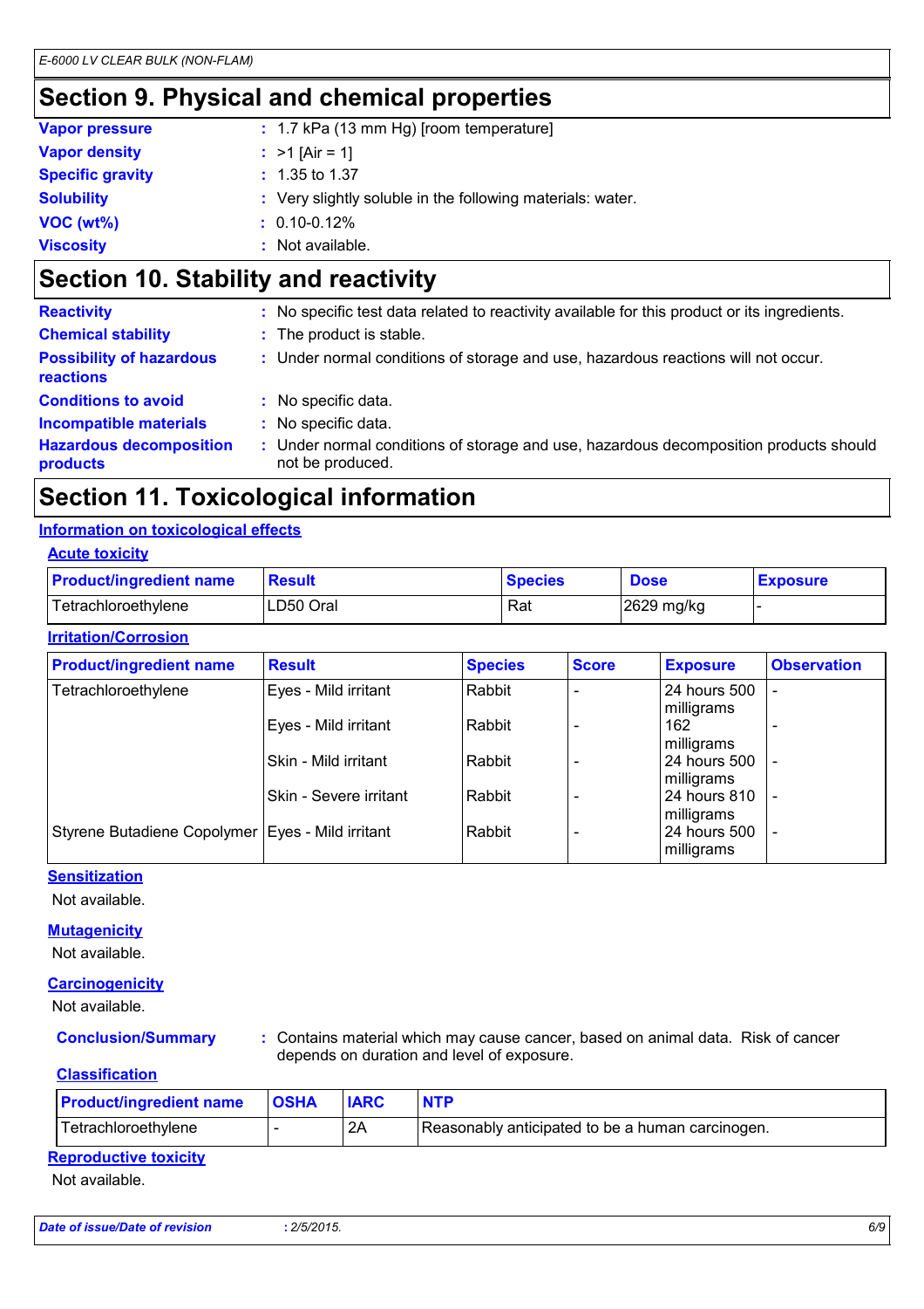## Section 9. Physical and chemical properties

**Vapor pressure** : 1.7 kPa (13 mm Hg) [room temperature]

**Vapor density** : >1 [Air = 1]

**Specific gravity** : 1.35 to 1.37

**Solubility** : Very slightly soluble in the following materials: water.

**VOC (wt%)** : 0.10-0.12%

**Viscosity** : Not available.

## Section 10. Stability and reactivity

**Reactivity** : No specific test data related to reactivity available for this product or its ingredients.

**Chemical stability** : The product is stable.

**Possibility of hazardous reactions** : Under normal conditions of storage and use, hazardous reactions will not occur.

**Conditions to avoid** : No specific data.

**Incompatible materials** : No specific data.

**Hazardous decomposition products** : Under normal conditions of storage and use, hazardous decomposition products should not be produced.

## Section 11. Toxicological information

### Information on toxicological effects

#### Acute toxicity

| Product/ingredient name | Result | Species | Dose | Exposure |
|---|---|---|---|---|
| Tetrachloroethylene | LD50 Oral | Rat | 2629 mg/kg | - |

#### Irritation/Corrosion

| Product/ingredient name | Result | Species | Score | Exposure | Observation |
|---|---|---|---|---|---|
| Tetrachloroethylene | Eyes - Mild irritant | Rabbit | - | 24 hours 500 milligrams | - |
| | Eyes - Mild irritant | Rabbit | - | 162 milligrams | - |
| | Skin - Mild irritant | Rabbit | - | 24 hours 500 milligrams | - |
| | Skin - Severe irritant | Rabbit | - | 24 hours 810 milligrams | - |
| Styrene Butadiene Copolymer | Eyes - Mild irritant | Rabbit | - | 24 hours 500 milligrams | - |

#### Sensitization

Not available.

#### Mutagenicity

Not available.

#### Carcinogenicity

Not available.

**Conclusion/Summary** : Contains material which may cause cancer, based on animal data. Risk of cancer depends on duration and level of exposure.

**Classification**

| Product/ingredient name | OSHA | IARC | NTP |
|---|---|---|---|
| Tetrachloroethylene | - | 2A | Reasonably anticipated to be a human carcinogen. |

#### Reproductive toxicity

Not available.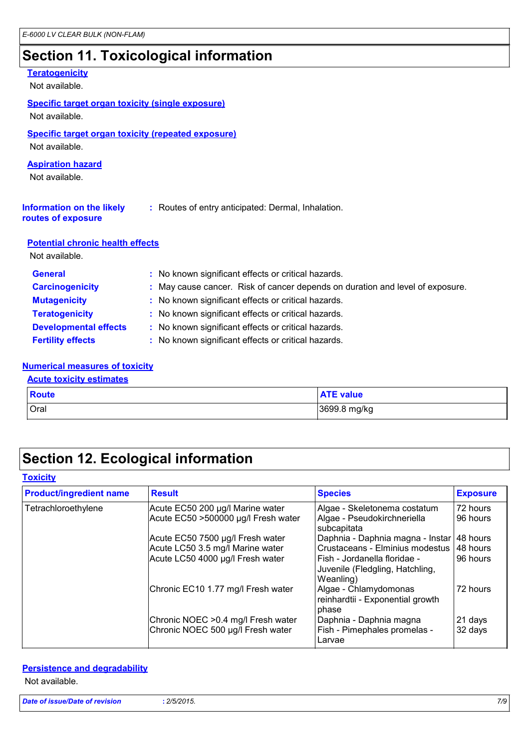## Section 11. Toxicological information

**Teratogenicity**

Not available.

**Specific target organ toxicity (single exposure)**

Not available.

**Specific target organ toxicity (repeated exposure)**

Not available.

**Aspiration hazard**

Not available.

**Information on the likely routes of exposure** : Routes of entry anticipated: Dermal, Inhalation.

**Potential chronic health effects**

Not available.

**General** : No known significant effects or critical hazards.
**Carcinogenicity** : May cause cancer. Risk of cancer depends on duration and level of exposure.
**Mutagenicity** : No known significant effects or critical hazards.
**Teratogenicity** : No known significant effects or critical hazards.
**Developmental effects** : No known significant effects or critical hazards.
**Fertility effects** : No known significant effects or critical hazards.

**Numerical measures of toxicity**

**Acute toxicity estimates**

| Route | ATE value |
|---|---|
| Oral | 3699.8 mg/kg |

## Section 12. Ecological information

**Toxicity**

| Product/ingredient name | Result | Species | Exposure |
|---|---|---|---|
| Tetrachloroethylene | Acute EC50 200 µg/l Marine water | Algae - Skeletonema costatum | 72 hours |
| | Acute EC50 >500000 µg/l Fresh water | Algae - Pseudokirchneriella subcapitata | 96 hours |
| | Acute EC50 7500 µg/l Fresh water | Daphnia - Daphnia magna - Instar | 48 hours |
| | Acute LC50 3.5 mg/l Marine water | Crustaceans - Elminius modestus | 48 hours |
| | Acute LC50 4000 µg/l Fresh water | Fish - Jordanella floridae - Juvenile (Fledgling, Hatchling, Weanling) | 96 hours |
| | Chronic EC10 1.77 mg/l Fresh water | Algae - Chlamydomonas reinhardtii - Exponential growth phase | 72 hours |
| | Chronic NOEC >0.4 mg/l Fresh water | Daphnia - Daphnia magna | 21 days |
| | Chronic NOEC 500 µg/l Fresh water | Fish - Pimephales promelas - Larvae | 32 days |

**Persistence and degradability**

Not available.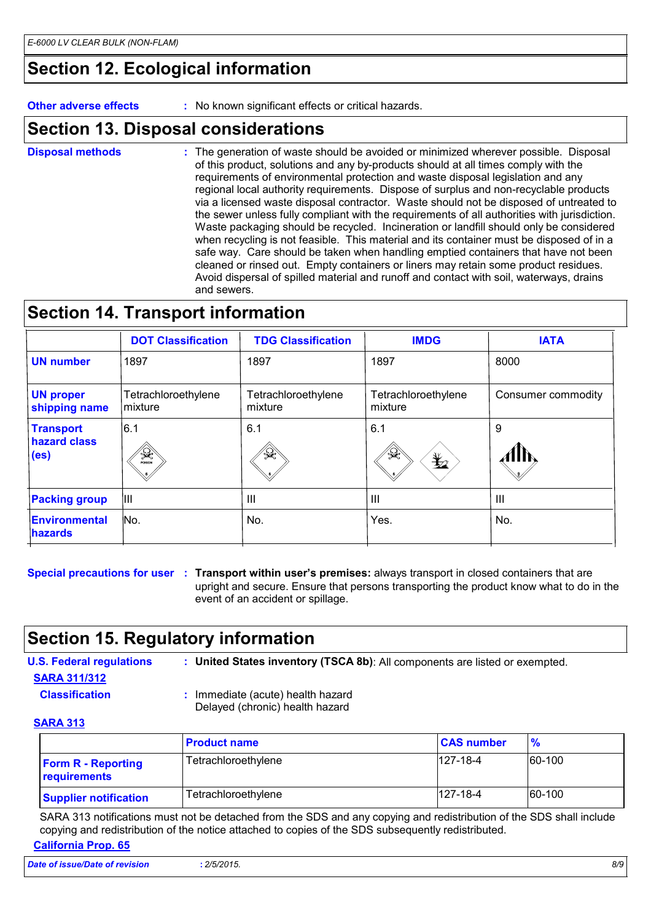## Section 12. Ecological information

**Other adverse effects** : No known significant effects or critical hazards.

## Section 13. Disposal considerations

**Disposal methods** : The generation of waste should be avoided or minimized wherever possible. Disposal of this product, solutions and any by-products should at all times comply with the requirements of environmental protection and waste disposal legislation and any regional local authority requirements. Dispose of surplus and non-recyclable products via a licensed waste disposal contractor. Waste should not be disposed of untreated to the sewer unless fully compliant with the requirements of all authorities with jurisdiction. Waste packaging should be recycled. Incineration or landfill should only be considered when recycling is not feasible. This material and its container must be disposed of in a safe way. Care should be taken when handling emptied containers that have not been cleaned or rinsed out. Empty containers or liners may retain some product residues. Avoid dispersal of spilled material and runoff and contact with soil, waterways, drains and sewers.

## Section 14. Transport information

| | DOT Classification | TDG Classification | IMDG | IATA |
|---|---|---|---|---|
| UN number | 1897 | 1897 | 1897 | 8000 |
| UN proper shipping name | Tetrachloroethylene mixture | Tetrachloroethylene mixture | Tetrachloroethylene mixture | Consumer commodity |
| Transport hazard class (es) | 6.1 | 6.1 | 6.1 | 9 |
| Packing group | III | III | III | III |
| Environmental hazards | No. | No. | Yes. | No. |

**Special precautions for user** : **Transport within user's premises:** always transport in closed containers that are upright and secure. Ensure that persons transporting the product know what to do in the event of an accident or spillage.

## Section 15. Regulatory information

**U.S. Federal regulations** : **United States inventory (TSCA 8b)**: All components are listed or exempted.

**SARA 311/312**

**Classification** : Immediate (acute) health hazard
Delayed (chronic) health hazard

**SARA 313**

| | Product name | CAS number | % |
|---|---|---|---|
| Form R - Reporting requirements | Tetrachloroethylene | 127-18-4 | 60-100 |
| Supplier notification | Tetrachloroethylene | 127-18-4 | 60-100 |

SARA 313 notifications must not be detached from the SDS and any copying and redistribution of the SDS shall include copying and redistribution of the notice attached to copies of the SDS subsequently redistributed.

**California Prop. 65**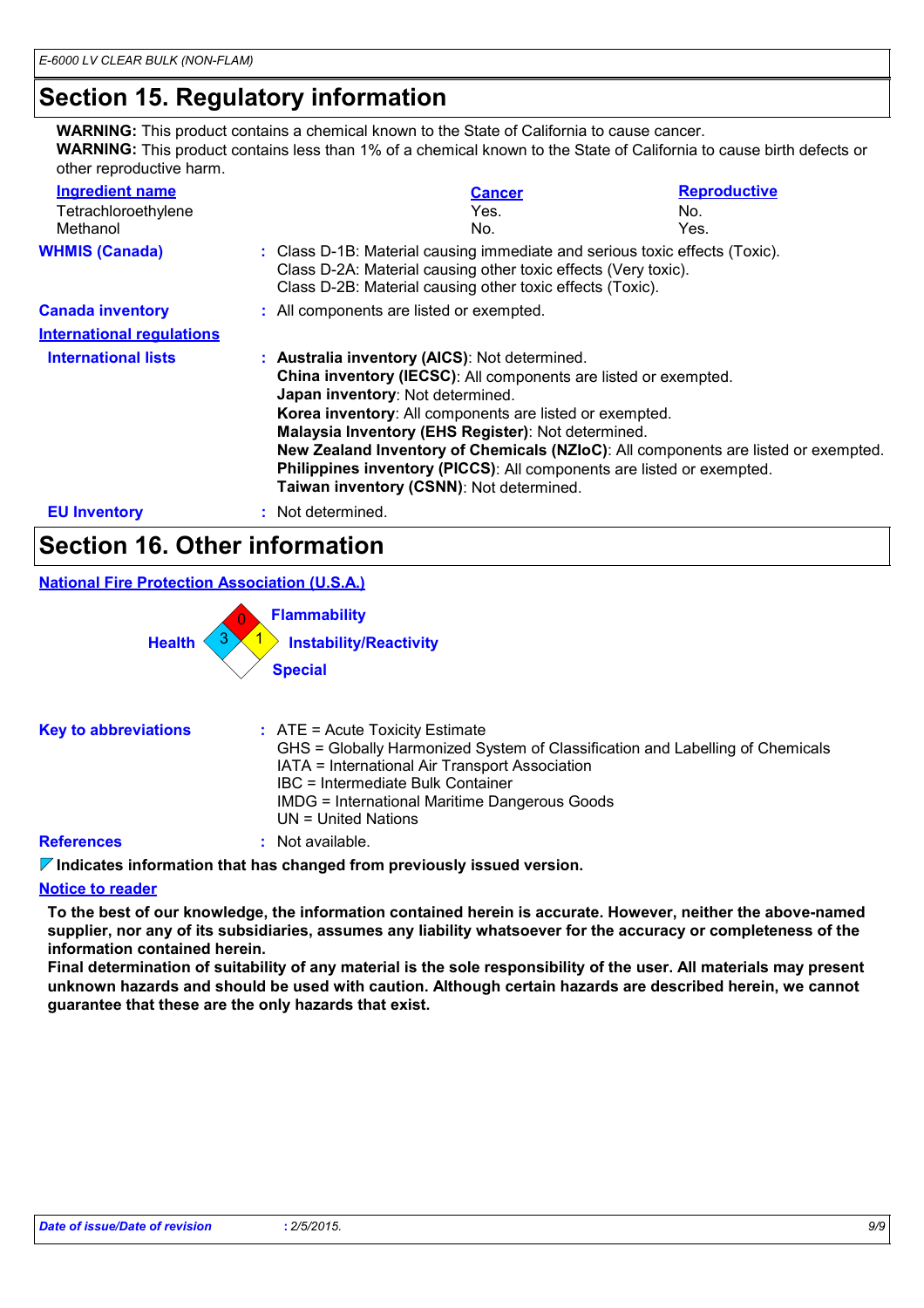## Section 15. Regulatory information

**WARNING:** This product contains a chemical known to the State of California to cause cancer.
**WARNING:** This product contains less than 1% of a chemical known to the State of California to cause birth defects or other reproductive harm.

| Ingredient name | Cancer | Reproductive |
| --- | --- | --- |
| Tetrachloroethylene | Yes. | No. |
| Methanol | No. | Yes. |

**WHMIS (Canada)** : Class D-1B: Material causing immediate and serious toxic effects (Toxic).
Class D-2A: Material causing other toxic effects (Very toxic).
Class D-2B: Material causing other toxic effects (Toxic).

**Canada inventory** : All components are listed or exempted.

**International regulations**

**International lists** :
**Australia inventory (AICS)**: Not determined.
**China inventory (IECSC)**: All components are listed or exempted.
**Japan inventory**: Not determined.
**Korea inventory**: All components are listed or exempted.
**Malaysia Inventory (EHS Register)**: Not determined.
**New Zealand Inventory of Chemicals (NZIoC)**: All components are listed or exempted.
**Philippines inventory (PICCS)**: All components are listed or exempted.
**Taiwan inventory (CSNN)**: Not determined.

**EU Inventory** : Not determined.

## Section 16. Other information

**National Fire Protection Association (U.S.A.)**

Health: 3
Flammability: 0
Instability/Reactivity: 1
Special

**Key to abbreviations** :
ATE = Acute Toxicity Estimate
GHS = Globally Harmonized System of Classification and Labelling of Chemicals
IATA = International Air Transport Association
IBC = Intermediate Bulk Container
IMDG = International Maritime Dangerous Goods
UN = United Nations

**References** : Not available.

**Indicates information that has changed from previously issued version.**

**Notice to reader**

**To the best of our knowledge, the information contained herein is accurate. However, neither the above-named supplier, nor any of its subsidiaries, assumes any liability whatsoever for the accuracy or completeness of the information contained herein.**
**Final determination of suitability of any material is the sole responsibility of the user. All materials may present unknown hazards and should be used with caution. Although certain hazards are described herein, we cannot guarantee that these are the only hazards that exist.**

*Date of issue/Date of revision* : 2/5/2015.